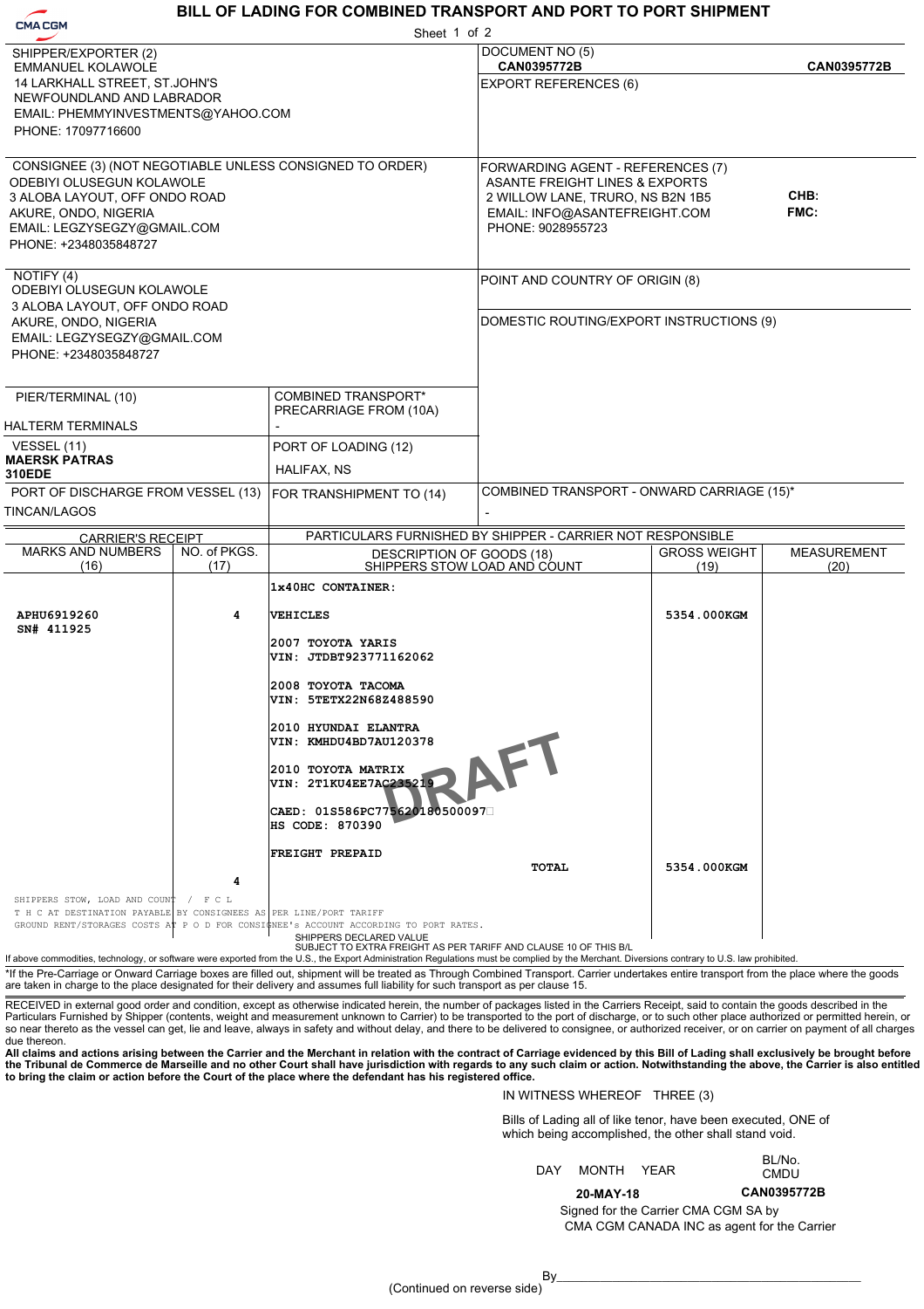CMA CGM

# BILL OF LADING FOR COMBINED TRANSPORT AND PORT TO PORT SHIPMENT

Sheet 1 of 2

**SHIPPER/EXPORTER (2)**
EMMANUEL KOLAWOLE
14 LARKHALL STREET, ST.JOHN'S
NEWFOUNDLAND AND LABRADOR
EMAIL: PHEMMYINVESTMENTS@YAHOO.COM
PHONE: 17097716600

**DOCUMENT NO (5)**
**CAN0395772B** **CAN0395772B**

**EXPORT REFERENCES (6)**

**CONSIGNEE (3) (NOT NEGOTIABLE UNLESS CONSIGNED TO ORDER)**
ODEBIYI OLUSEGUN KOLAWOLE
3 ALOBA LAYOUT, OFF ONDO ROAD
AKURE, ONDO, NIGERIA
EMAIL: LEGZYSEGZY@GMAIL.COM
PHONE: +2348035848727

**FORWARDING AGENT - REFERENCES (7)**
ASANTE FREIGHT LINES & EXPORTS
2 WILLOW LANE, TRURO, NS B2N 1B5
EMAIL: INFO@ASANTEFREIGHT.COM
PHONE: 9028955723
CHB:
FMC:

**NOTIFY (4)**
ODEBIYI OLUSEGUN KOLAWOLE
3 ALOBA LAYOUT, OFF ONDO ROAD
AKURE, ONDO, NIGERIA
EMAIL: LEGZYSEGZY@GMAIL.COM
PHONE: +2348035848727

**POINT AND COUNTRY OF ORIGIN (8)**

**DOMESTIC ROUTING/EXPORT INSTRUCTIONS (9)**

| PIER/TERMINAL (10) | COMBINED TRANSPORT* PRECARRIAGE FROM (10A) |
|---|---|
| HALTERM TERMINALS | - |
| **VESSEL (11)** | **PORT OF LOADING (12)** |
| **MAERSK PATRAS 310EDE** | HALIFAX, NS |
| **PORT OF DISCHARGE FROM VESSEL (13)** | **FOR TRANSHIPMENT TO (14)** |
| TINCAN/LAGOS | |

**COMBINED TRANSPORT - ONWARD CARRIAGE (15)***
-

CARRIER'S RECEIPT — PARTICULARS FURNISHED BY SHIPPER - CARRIER NOT RESPONSIBLE

| MARKS AND NUMBERS (16) | NO. of PKGS. (17) | DESCRIPTION OF GOODS (18) SHIPPERS STOW LOAD AND COUNT | GROSS WEIGHT (19) | MEASUREMENT (20) |
|---|---|---|---|---|
| | | 1x40HC CONTAINER: | | |
| APHU6919260<br>SN# 411925 | 4 | VEHICLES<br><br>2007 TOYOTA YARIS<br>VIN: JTDBT923771162062<br><br>2008 TOYOTA TACOMA<br>VIN: 5TETX22N68Z488590<br><br>2010 HYUNDAI ELANTRA<br>VIN: KMHDU4BD7AU120378<br><br>2010 TOYOTA MATRIX<br>VIN: 2T1KU4EE7AC235219<br><br>CAED: 01S586PC775620180500097<br>HS CODE: 870390<br><br>FREIGHT PREPAID | 5354.000KGM | |
| | 4 | TOTAL | 5354.000KGM | |

SHIPPERS STOW, LOAD AND COUNT / F C L
T H C AT DESTINATION PAYABLE BY CONSIGNEES AS PER LINE/PORT TARIFF
GROUND RENT/STORAGES COSTS AT P O D FOR CONSIGNEE's ACCOUNT ACCORDING TO PORT RATES.

SHIPPERS DECLARED VALUE
SUBJECT TO EXTRA FREIGHT AS PER TARIFF AND CLAUSE 10 OF THIS B/L

If above commodities, technology, or software were exported from the U.S., the Export Administration Regulations must be complied by the Merchant. Diversions contrary to U.S. law prohibited.

*If the Pre-Carriage or Onward Carriage boxes are filled out, shipment will be treated as Through Combined Transport. Carrier undertakes entire transport from the place where the goods are taken in charge to the place designated for their delivery and assumes full liability for such transport as per clause 15.

RECEIVED in external good order and condition, except as otherwise indicated herein, the number of packages listed in the Carriers Receipt, said to contain the goods described in the Particulars Furnished by Shipper (contents, weight and measurement unknown to Carrier) to be transported to the port of discharge, or to such other place authorized or permitted herein, or so near thereto as the vessel can get, lie and leave, always in safety and without delay, and there to be delivered to consignee, or other authorized receiver, or on carrier on payment of all charges due thereon.

**All claims and actions arising between the Carrier and the Merchant in relation with the contract of Carriage evidenced by this Bill of Lading shall exclusively be brought before the Tribunal de Commerce de Marseille and no other Court shall have jurisdiction with regards to any such claim or action. Notwithstanding the above, the Carrier is also entitled to bring the claim or action before the Court of the place where the defendant has his registered office.**

IN WITNESS WHEREOF THREE (3)

Bills of Lading all of like tenor, have been executed, ONE of which being accomplished, the other shall stand void.

| DAY MONTH YEAR | BL/No. CMDU |
|---|---|
| **20-MAY-18** | **CAN0395772B** |

Signed for the Carrier CMA CGM SA by
CMA CGM CANADA INC as agent for the Carrier

By\_\_\_\_\_\_\_\_\_\_\_\_\_\_\_\_\_\_\_\_\_\_\_\_\_\_\_\_\_\_\_\_\_\_\_\_

(Continued on reverse side)

DRAFT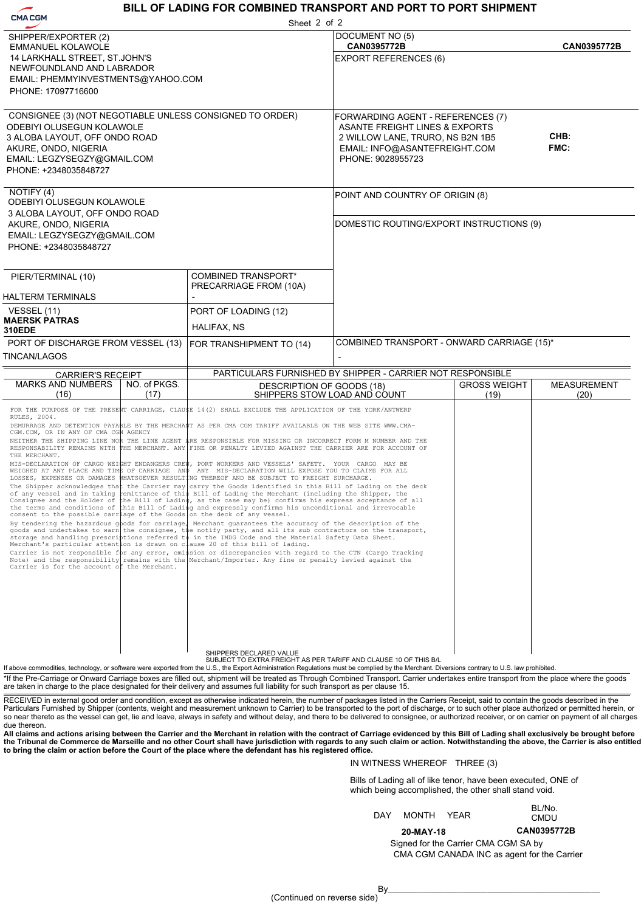CMA CGM

# BILL OF LADING FOR COMBINED TRANSPORT AND PORT TO PORT SHIPMENT

Sheet 2 of 2

**SHIPPER/EXPORTER (2)**
EMMANUEL KOLAWOLE
14 LARKHALL STREET, ST.JOHN'S
NEWFOUNDLAND AND LABRADOR
EMAIL: PHEMMYINVESTMENTS@YAHOO.COM
PHONE: 17097716600

**DOCUMENT NO (5)**
CAN0395772B CAN0395772B

**EXPORT REFERENCES (6)**

**CONSIGNEE (3) (NOT NEGOTIABLE UNLESS CONSIGNED TO ORDER)**
ODEBIYI OLUSEGUN KOLAWOLE
3 ALOBA LAYOUT, OFF ONDO ROAD
AKURE, ONDO, NIGERIA
EMAIL: LEGZYSEGZY@GMAIL.COM
PHONE: +2348035848727

**FORWARDING AGENT - REFERENCES (7)**
ASANTE FREIGHT LINES & EXPORTS
2 WILLOW LANE, TRURO, NS B2N 1B5
EMAIL: INFO@ASANTEFREIGHT.COM
PHONE: 9028955723
CHB:
FMC:

**NOTIFY (4)**
ODEBIYI OLUSEGUN KOLAWOLE
3 ALOBA LAYOUT, OFF ONDO ROAD
AKURE, ONDO, NIGERIA
EMAIL: LEGZYSEGZY@GMAIL.COM
PHONE: +2348035848727

**POINT AND COUNTRY OF ORIGIN (8)**

**DOMESTIC ROUTING/EXPORT INSTRUCTIONS (9)**

**PIER/TERMINAL (10)**
HALTERM TERMINALS

**COMBINED TRANSPORT* PRECARRIAGE FROM (10A)**
-

**VESSEL (11)**
**MAERSK PATRAS**
**310EDE**

**PORT OF LOADING (12)**
HALIFAX, NS

**PORT OF DISCHARGE FROM VESSEL (13)**
TINCAN/LAGOS

**FOR TRANSHIPMENT TO (14)**

**COMBINED TRANSPORT - ONWARD CARRIAGE (15)***
-

| CARRIER'S RECEIPT | | PARTICULARS FURNISHED BY SHIPPER - CARRIER NOT RESPONSIBLE | | |
|---|---|---|---|---|
| MARKS AND NUMBERS (16) | NO. of PKGS. (17) | DESCRIPTION OF GOODS (18) SHIPPERS STOW LOAD AND COUNT | GROSS WEIGHT (19) | MEASUREMENT (20) |

FOR THE PURPOSE OF THE PRESENT CARRIAGE, CLAUSE 14(2) SHALL EXCLUDE THE APPLICATION OF THE YORK/ANTWERP RULES, 2004.

DEMURRAGE AND DETENTION PAYABLE BY THE MERCHANT AS PER CMA CGM TARIFF AVAILABLE ON THE WEB SITE WWW.CMA-CGM.COM, OR IN ANY OF CMA CGM AGENCY

NEITHER THE SHIPPING LINE NOR THE LINE AGENT ARE RESPONSIBLE FOR MISSING OR INCORRECT FORM M NUMBER AND THE RESPONSABILITY REMAINS WITH THE MERCHANT. ANY FINE OR PENALTY LEVIED AGAINST THE CARRIER ARE FOR ACCOUNT OF THE MERCHANT.

MIS-DECLARATION OF CARGO WEIGHT ENDANGERS CREW, PORT WORKERS AND VESSELS' SAFETY. YOUR CARGO MAY BE WEIGHED AT ANY PLACE AND TIME OF CARRIAGE AND ANY MIS-DECLARATION WILL EXPOSE YOU TO CLAIMS FOR ALL LOSSES, EXPENSES OR DAMAGES WHATSOEVER RESULTING THEREOF AND BE SUBJECT TO FREIGHT SURCHARGE.

The Shipper acknowledges that the Carrier may carry the Goods identified in this Bill of Lading on the deck of any vessel and in taking remittance of this Bill of Lading the Merchant (including the Shipper, the Consignee and the Holder of the Bill of Lading, as the case may be) confirms his express acceptance of all the terms and conditions of this Bill of Lading and expressly confirms his unconditional and irrevocable consent to the possible carriage of the Goods on the deck of any vessel.

By tendering the hazardous goods for carriage, Merchant guarantees the accuracy of the description of the goods and undertakes to warn the consignee, the notify party, and all its sub contractors on the transport, storage and handling prescriptions referred to in the IMDG Code and the Material Safety Data Sheet. Merchant's particular attention is drawn on clause 20 of this bill of lading.

Carrier is not responsible for any error, omission or discrepancies with regard to the CTN (Cargo Tracking Note) and the responsibility remains with the Merchant/Importer. Any fine or penalty levied against the Carrier is for the account of the Merchant.

SHIPPERS DECLARED VALUE
SUBJECT TO EXTRA FREIGHT AS PER TARIFF AND CLAUSE 10 OF THIS B/L

If above commodities, technology, or software were exported from the U.S., the Export Administration Regulations must be complied by the Merchant. Diversions contrary to U.S. law prohibited.

*If the Pre-Carriage or Onward Carriage boxes are filled out, shipment will be treated as Through Combined Transport. Carrier undertakes entire transport from the place where the goods are taken in charge to the place designated for their delivery and assumes full liability for such transport as per clause 15.

RECEIVED in external good order and condition, except as otherwise indicated herein, the number of packages listed in the Carriers Receipt, said to contain the goods described in the Particulars Furnished by Shipper (contents, weight and measurement unknown to Carrier) to be transported to the port of discharge, or to such other place authorized or permitted herein, or so near thereto as the vessel can get, lie and leave, always in safety and without delay, and there to be delivered to consignee, or authorized receiver, or on carrier on payment of all charges due thereon.

**All claims and actions arising between the Carrier and the Merchant in relation with the contract of Carriage evidenced by this Bill of Lading shall exclusively be brought before the Tribunal de Commerce de Marseille and no other Court shall have jurisdiction with regards to any such claim or action. Notwithstanding the above, the Carrier is also entitled to bring the claim or action before the Court of the place where the defendant has his registered office.**

IN WITNESS WHEREOF THREE (3)

Bills of Lading all of like tenor, have been executed, ONE of which being accomplished, the other shall stand void.

| DAY MONTH YEAR | BL/No. CMDU |
|---|---|
| **20-MAY-18** | **CAN0395772B** |

Signed for the Carrier CMA CGM SA by
CMA CGM CANADA INC as agent for the Carrier

By______________________________

(Continued on reverse side)